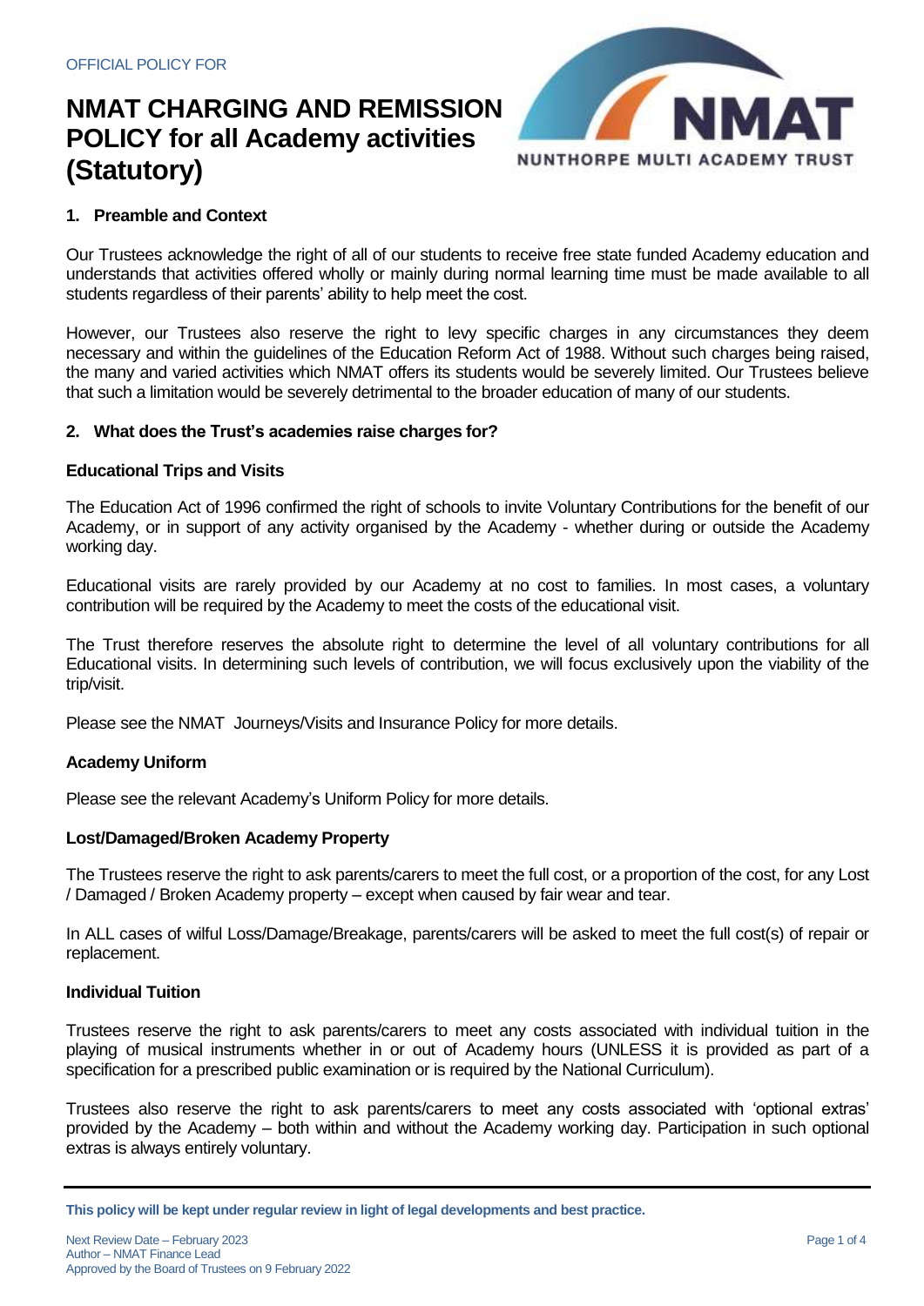OFFICIAL POLICY FOR

# NMAT CHARGING AND REMISSION POLICY for all Academy activities (Statutory)

## 1. Preamble and Context

Our Trustees acknowledge the right of all of our students to receive free state funded Academy education and understands that activities offered wholly or mainly during normal learning time must be made available to all students regardless of their parents' ability to help meet the cost.

However, our Trustees also reserve the right to levy specific charges in any circumstances they deem necessary and within the guidelines of the Education Reform Act of 1988. Without such charges being raised, the many and varied activities which NMAT offers its students would be severely limited. Our Trustees believe that such a limitation would be severely detrimental to the broader education of many of our students.

## 2. What does the Trust's academies raise charges for?

### Educational Trips and Visits

The Education Act of 1996 confirmed the right of schools to invite Voluntary Contributions for the benefit of our Academy, or in support of any activity organised by the Academy - whether during or outside the Academy working day.

Educational visits are rarely provided by our Academy at no cost to families. In most cases, a voluntary contribution will be required by the Academy to meet the costs of the educational visit.

The Trust therefore reserves the absolute right to determine the level of all voluntary contributions for all Educational visits. In determining such levels of contribution, we will focus exclusively upon the viability of the trip/visit.

Please see the NMAT Journeys/Visits and Insurance Policy for more details.

### Academy Uniform

Please see the relevant Academy's Uniform Policy for more details.

### Lost/Damaged/Broken Academy Property

The Trustees reserve the right to ask parents/carers to meet the full cost, or a proportion of the cost, for any Lost / Damaged / Broken Academy property – except when caused by fair wear and tear.

In ALL cases of wilful Loss/Damage/Breakage, parents/carers will be asked to meet the full cost(s) of repair or replacement.

### Individual Tuition

Trustees reserve the right to ask parents/carers to meet any costs associated with individual tuition in the playing of musical instruments whether in or out of Academy hours (UNLESS it is provided as part of a specification for a prescribed public examination or is required by the National Curriculum).

Trustees also reserve the right to ask parents/carers to meet any costs associated with 'optional extras' provided by the Academy – both within and without the Academy working day. Participation in such optional extras is always entirely voluntary.

**This policy will be kept under regular review in light of legal developments and best practice.**

Next Review Date – February 2023
Author – NMAT Finance Lead
Approved by the Board of Trustees on 9 February 2022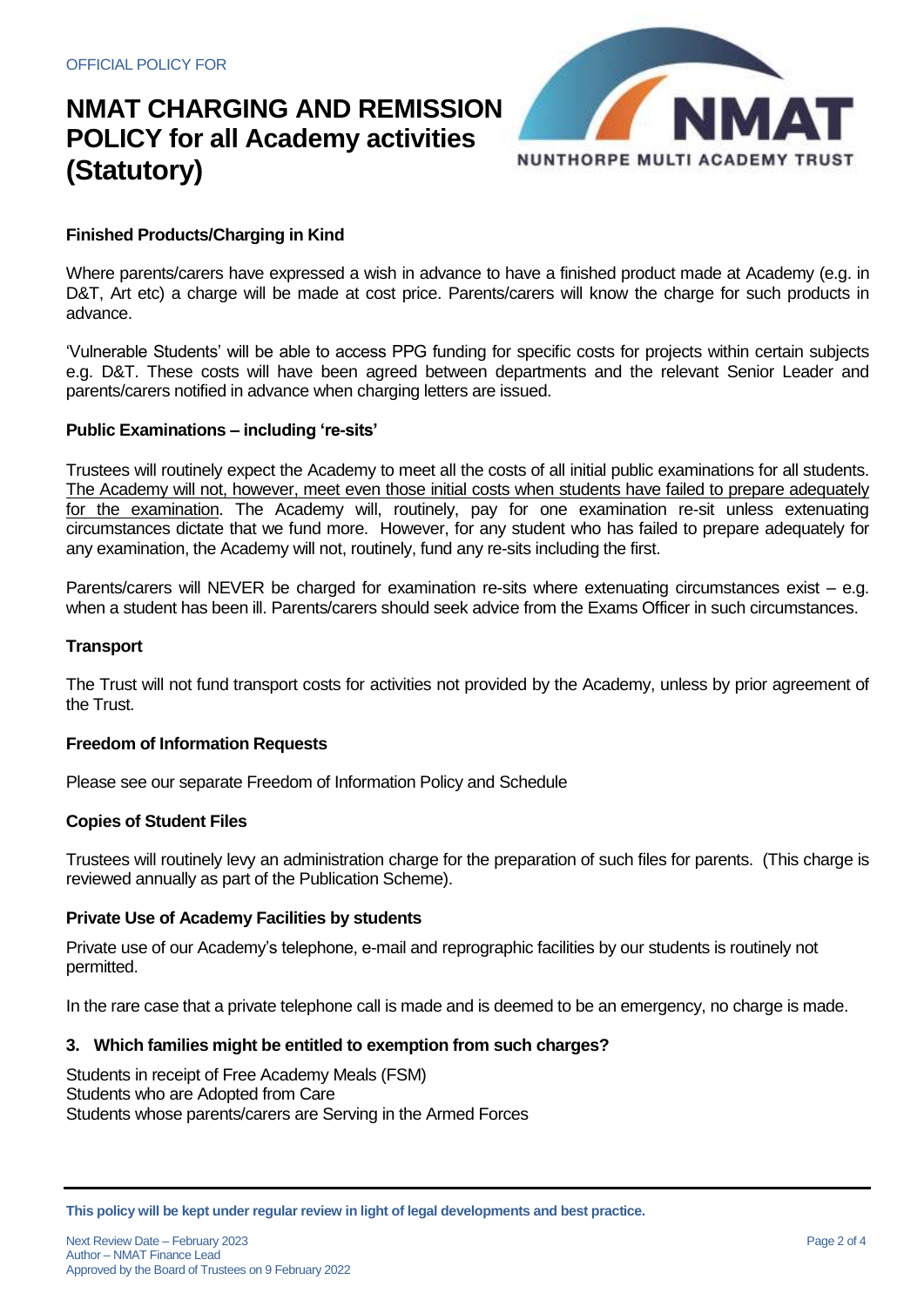### Finished Products/Charging in Kind

Where parents/carers have expressed a wish in advance to have a finished product made at Academy (e.g. in D&T, Art etc) a charge will be made at cost price. Parents/carers will know the charge for such products in advance.

'Vulnerable Students' will be able to access PPG funding for specific costs for projects within certain subjects e.g. D&T. These costs will have been agreed between departments and the relevant Senior Leader and parents/carers notified in advance when charging letters are issued.

### Public Examinations – including 're-sits'

Trustees will routinely expect the Academy to meet all the costs of all initial public examinations for all students. The Academy will not, however, meet even those initial costs when students have failed to prepare adequately for the examination. The Academy will, routinely, pay for one examination re-sit unless extenuating circumstances dictate that we fund more. However, for any student who has failed to prepare adequately for any examination, the Academy will not, routinely, fund any re-sits including the first.

Parents/carers will NEVER be charged for examination re-sits where extenuating circumstances exist – e.g. when a student has been ill. Parents/carers should seek advice from the Exams Officer in such circumstances.

### Transport

The Trust will not fund transport costs for activities not provided by the Academy, unless by prior agreement of the Trust.

### Freedom of Information Requests

Please see our separate Freedom of Information Policy and Schedule

### Copies of Student Files

Trustees will routinely levy an administration charge for the preparation of such files for parents. (This charge is reviewed annually as part of the Publication Scheme).

### Private Use of Academy Facilities by students

Private use of our Academy's telephone, e-mail and reprographic facilities by our students is routinely not permitted.

In the rare case that a private telephone call is made and is deemed to be an emergency, no charge is made.

## 3. Which families might be entitled to exemption from such charges?

Students in receipt of Free Academy Meals (FSM)
Students who are Adopted from Care
Students whose parents/carers are Serving in the Armed Forces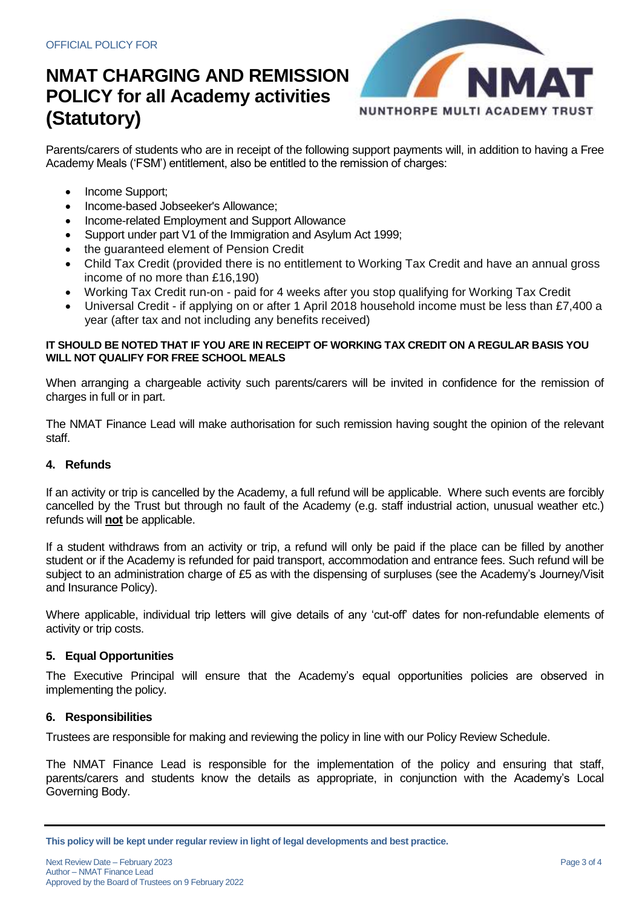OFFICIAL POLICY FOR

# NMAT CHARGING AND REMISSION POLICY for all Academy activities (Statutory)

Parents/carers of students who are in receipt of the following support payments will, in addition to having a Free Academy Meals ('FSM') entitlement, also be entitled to the remission of charges:

- Income Support;
- Income-based Jobseeker's Allowance;
- Income-related Employment and Support Allowance
- Support under part V1 of the Immigration and Asylum Act 1999;
- the guaranteed element of Pension Credit
- Child Tax Credit (provided there is no entitlement to Working Tax Credit and have an annual gross income of no more than £16,190)
- Working Tax Credit run-on - paid for 4 weeks after you stop qualifying for Working Tax Credit
- Universal Credit - if applying on or after 1 April 2018 household income must be less than £7,400 a year (after tax and not including any benefits received)

**IT SHOULD BE NOTED THAT IF YOU ARE IN RECEIPT OF WORKING TAX CREDIT ON A REGULAR BASIS YOU WILL NOT QUALIFY FOR FREE SCHOOL MEALS**

When arranging a chargeable activity such parents/carers will be invited in confidence for the remission of charges in full or in part.

The NMAT Finance Lead will make authorisation for such remission having sought the opinion of the relevant staff.

## 4. Refunds

If an activity or trip is cancelled by the Academy, a full refund will be applicable. Where such events are forcibly cancelled by the Trust but through no fault of the Academy (e.g. staff industrial action, unusual weather etc.) refunds will **not** be applicable.

If a student withdraws from an activity or trip, a refund will only be paid if the place can be filled by another student or if the Academy is refunded for paid transport, accommodation and entrance fees. Such refund will be subject to an administration charge of £5 as with the dispensing of surpluses (see the Academy's Journey/Visit and Insurance Policy).

Where applicable, individual trip letters will give details of any 'cut-off' dates for non-refundable elements of activity or trip costs.

## 5. Equal Opportunities

The Executive Principal will ensure that the Academy's equal opportunities policies are observed in implementing the policy.

## 6. Responsibilities

Trustees are responsible for making and reviewing the policy in line with our Policy Review Schedule.

The NMAT Finance Lead is responsible for the implementation of the policy and ensuring that staff, parents/carers and students know the details as appropriate, in conjunction with the Academy's Local Governing Body.

**This policy will be kept under regular review in light of legal developments and best practice.**

Next Review Date – February 2023
Author – NMAT Finance Lead
Approved by the Board of Trustees on 9 February 2022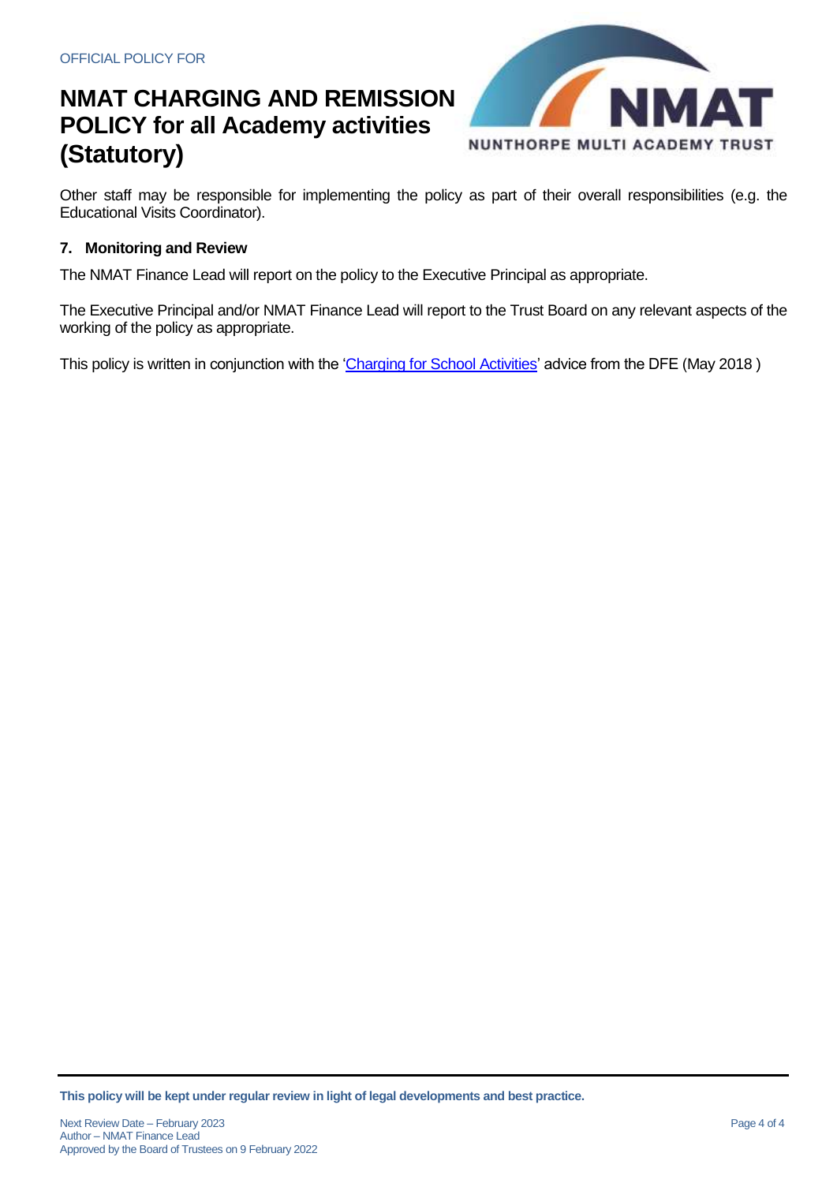Other staff may be responsible for implementing the policy as part of their overall responsibilities (e.g. the Educational Visits Coordinator).

### 7. Monitoring and Review

The NMAT Finance Lead will report on the policy to the Executive Principal as appropriate.

The Executive Principal and/or NMAT Finance Lead will report to the Trust Board on any relevant aspects of the working of the policy as appropriate.

This policy is written in conjunction with the 'Charging for School Activities' advice from the DFE (May 2018 )

**This policy will be kept under regular review in light of legal developments and best practice.**

Next Review Date – February 2023
Author – NMAT Finance Lead
Approved by the Board of Trustees on 9 February 2022